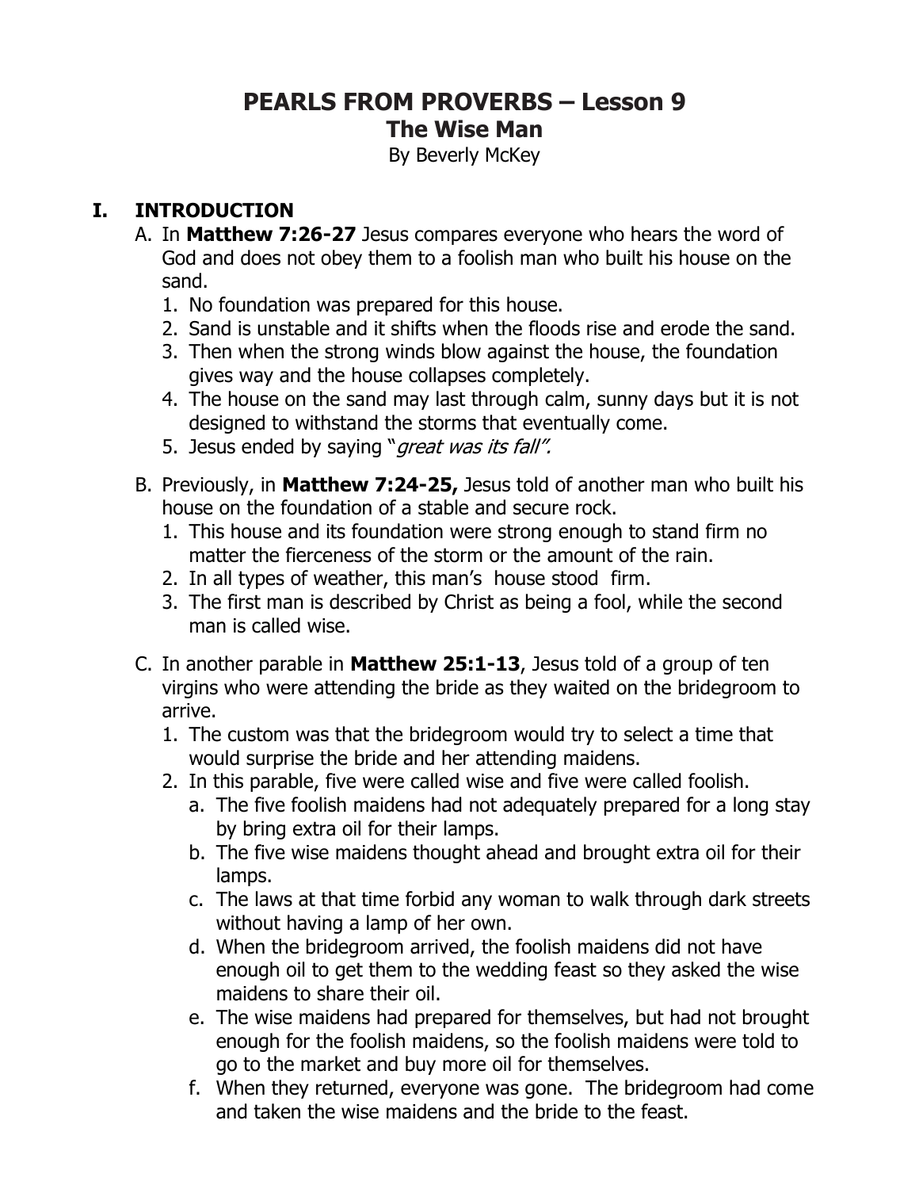# PEARLS FROM PROVERBS – Lesson 9

## The Wise Man

By Beverly McKey

### I. INTRODUCTION

A. In **Matthew 7:26-27** Jesus compares everyone who hears the word of God and does not obey them to a foolish man who built his house on the sand.
   1. No foundation was prepared for this house.
   2. Sand is unstable and it shifts when the floods rise and erode the sand.
   3. Then when the strong winds blow against the house, the foundation gives way and the house collapses completely.
   4. The house on the sand may last through calm, sunny days but it is not designed to withstand the storms that eventually come.
   5. Jesus ended by saying "*great was its fall".*

B. Previously, in **Matthew 7:24-25,** Jesus told of another man who built his house on the foundation of a stable and secure rock.
   1. This house and its foundation were strong enough to stand firm no matter the fierceness of the storm or the amount of the rain.
   2. In all types of weather, this man's house stood firm.
   3. The first man is described by Christ as being a fool, while the second man is called wise.

C. In another parable in **Matthew 25:1-13**, Jesus told of a group of ten virgins who were attending the bride as they waited on the bridegroom to arrive.
   1. The custom was that the bridegroom would try to select a time that would surprise the bride and her attending maidens.
   2. In this parable, five were called wise and five were called foolish.
      a. The five foolish maidens had not adequately prepared for a long stay by bring extra oil for their lamps.
      b. The five wise maidens thought ahead and brought extra oil for their lamps.
      c. The laws at that time forbid any woman to walk through dark streets without having a lamp of her own.
      d. When the bridegroom arrived, the foolish maidens did not have enough oil to get them to the wedding feast so they asked the wise maidens to share their oil.
      e. The wise maidens had prepared for themselves, but had not brought enough for the foolish maidens, so the foolish maidens were told to go to the market and buy more oil for themselves.
      f. When they returned, everyone was gone. The bridegroom had come and taken the wise maidens and the bride to the feast.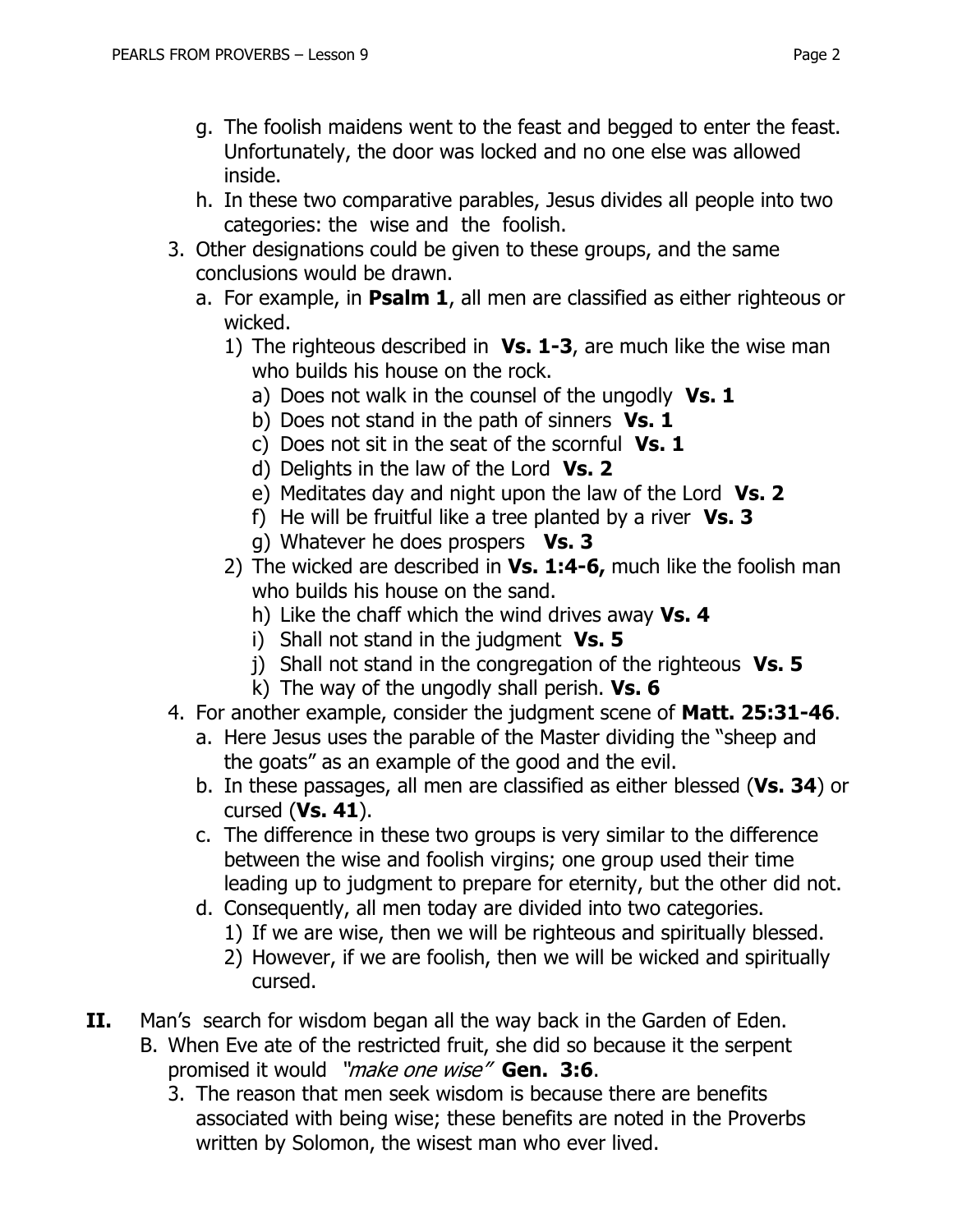g. The foolish maidens went to the feast and begged to enter the feast. Unfortunately, the door was locked and no one else was allowed inside.
h. In these two comparative parables, Jesus divides all people into two categories: the wise and the foolish.

3. Other designations could be given to these groups, and the same conclusions would be drawn.
   a. For example, in **Psalm 1**, all men are classified as either righteous or wicked.
      1) The righteous described in **Vs. 1-3**, are much like the wise man who builds his house on the rock.
         a) Does not walk in the counsel of the ungodly **Vs. 1**
         b) Does not stand in the path of sinners **Vs. 1**
         c) Does not sit in the seat of the scornful **Vs. 1**
         d) Delights in the law of the Lord **Vs. 2**
         e) Meditates day and night upon the law of the Lord **Vs. 2**
         f) He will be fruitful like a tree planted by a river **Vs. 3**
         g) Whatever he does prospers **Vs. 3**
      2) The wicked are described in **Vs. 1:4-6,** much like the foolish man who builds his house on the sand.
         h) Like the chaff which the wind drives away **Vs. 4**
         i) Shall not stand in the judgment **Vs. 5**
         j) Shall not stand in the congregation of the righteous **Vs. 5**
         k) The way of the ungodly shall perish. **Vs. 6**

4. For another example, consider the judgment scene of **Matt. 25:31-46**.
   a. Here Jesus uses the parable of the Master dividing the "sheep and the goats" as an example of the good and the evil.
   b. In these passages, all men are classified as either blessed (**Vs. 34**) or cursed (**Vs. 41**).
   c. The difference in these two groups is very similar to the difference between the wise and foolish virgins; one group used their time leading up to judgment to prepare for eternity, but the other did not.
   d. Consequently, all men today are divided into two categories.
      1) If we are wise, then we will be righteous and spiritually blessed.
      2) However, if we are foolish, then we will be wicked and spiritually cursed.

**II.** Man's search for wisdom began all the way back in the Garden of Eden.

B. When Eve ate of the restricted fruit, she did so because it the serpent promised it would *"make one wise"* **Gen. 3:6**.

3. The reason that men seek wisdom is because there are benefits associated with being wise; these benefits are noted in the Proverbs written by Solomon, the wisest man who ever lived.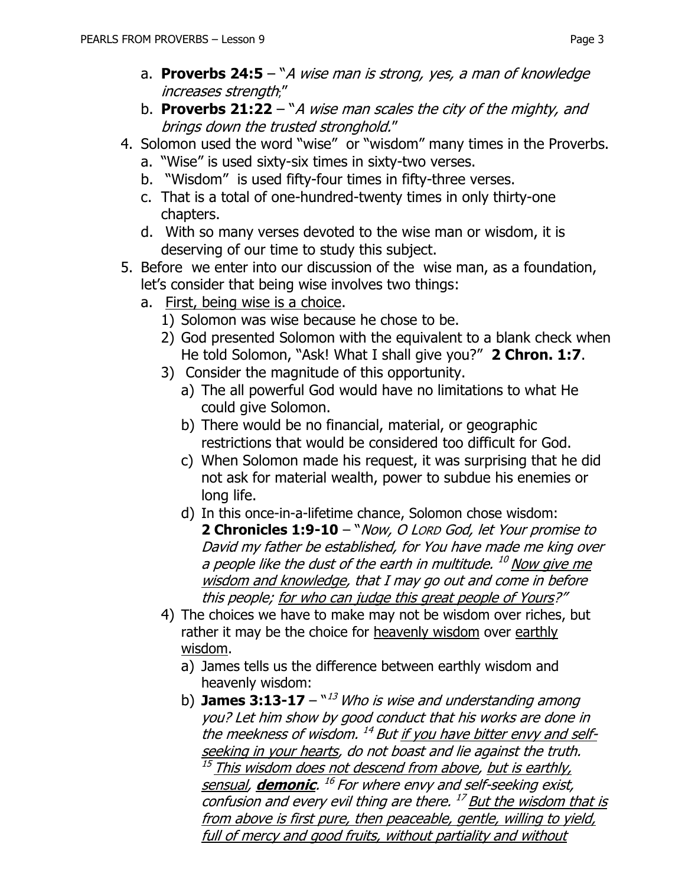a. **Proverbs 24:5** – "*A wise man is strong, yes, a man of knowledge increases strength*;"
   b. **Proverbs 21:22** – "*A wise man scales the city of the mighty, and brings down the trusted stronghold.*"

4. Solomon used the word "wise" or "wisdom" many times in the Proverbs.
   a. "Wise" is used sixty-six times in sixty-two verses.
   b. "Wisdom" is used fifty-four times in fifty-three verses.
   c. That is a total of one-hundred-twenty times in only thirty-one chapters.
   d. With so many verses devoted to the wise man or wisdom, it is deserving of our time to study this subject.

5. Before we enter into our discussion of the wise man, as a foundation, let's consider that being wise involves two things:
   a. <u>First, being wise is a choice</u>.
      1) Solomon was wise because he chose to be.
      2) God presented Solomon with the equivalent to a blank check when He told Solomon, "Ask! What I shall give you?" **2 Chron. 1:7**.
      3) Consider the magnitude of this opportunity.
         a) The all powerful God would have no limitations to what He could give Solomon.
         b) There would be no financial, material, or geographic restrictions that would be considered too difficult for God.
         c) When Solomon made his request, it was surprising that he did not ask for material wealth, power to subdue his enemies or long life.
         d) In this once-in-a-lifetime chance, Solomon chose wisdom: **2 Chronicles 1:9-10** – "*Now, O LORD God, let Your promise to David my father be established, for You have made me king over a people like the dust of the earth in multitude.* [10] *<u>Now give me wisdom and knowledge</u>, that I may go out and come in before this people; <u>for who can judge this great people of Yours</u>?*"
      4) The choices we have to make may not be wisdom over riches, but rather it may be the choice for <u>heavenly wisdom</u> over <u>earthly wisdom</u>.
         a) James tells us the difference between earthly wisdom and heavenly wisdom:
         b) **James 3:13-17** – "[13] *Who is wise and understanding among you? Let him show by good conduct that his works are done in the meekness of wisdom.* [14] *But <u>if you have bitter envy and self-seeking in your hearts</u>, do not boast and lie against the truth.* [15] *<u>This wisdom does not descend from above</u>, <u>but is earthly, sensual</u>, **<u>demonic</u>**.* [16] *For where envy and self-seeking exist, confusion and every evil thing are there.* [17] *<u>But the wisdom that is from above is first pure, then peaceable, gentle, willing to yield, full of mercy and good fruits, without partiality and without</u>*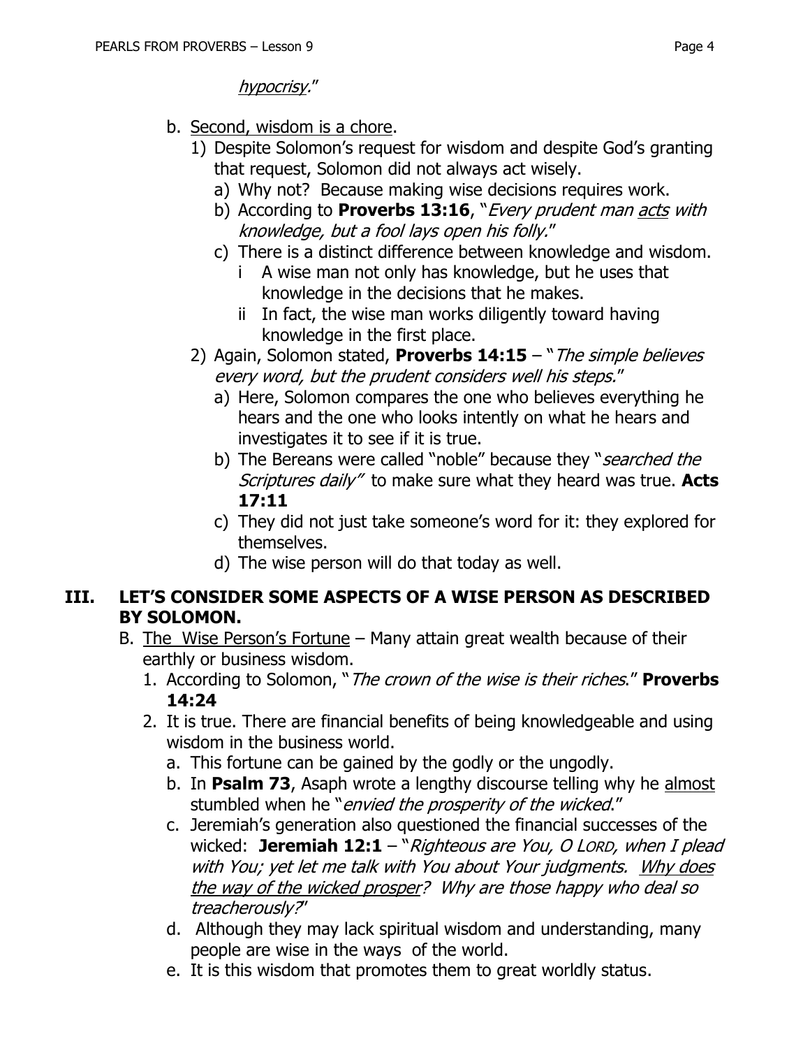*<u>hypocrisy</u>.*"

b. <u>Second, wisdom is a chore</u>.
   1) Despite Solomon's request for wisdom and despite God's granting that request, Solomon did not always act wisely.
      a) Why not? Because making wise decisions requires work.
      b) According to **Proverbs 13:16**, "*Every prudent man <u>acts</u> with knowledge, but a fool lays open his folly.*"
      c) There is a distinct difference between knowledge and wisdom.
         i A wise man not only has knowledge, but he uses that knowledge in the decisions that he makes.
         ii In fact, the wise man works diligently toward having knowledge in the first place.
   2) Again, Solomon stated, **Proverbs 14:15** – "*The simple believes every word, but the prudent considers well his steps.*"
      a) Here, Solomon compares the one who believes everything he hears and the one who looks intently on what he hears and investigates it to see if it is true.
      b) The Bereans were called "noble" because they "*searched the Scriptures daily"* to make sure what they heard was true. **Acts 17:11**
      c) They did not just take someone's word for it: they explored for themselves.
      d) The wise person will do that today as well.

## III. LET'S CONSIDER SOME ASPECTS OF A WISE PERSON AS DESCRIBED BY SOLOMON.

B. <u>The Wise Person's Fortune</u> – Many attain great wealth because of their earthly or business wisdom.
   1. According to Solomon, "*The crown of the wise is their riches*." **Proverbs 14:24**
   2. It is true. There are financial benefits of being knowledgeable and using wisdom in the business world.
      a. This fortune can be gained by the godly or the ungodly.
      b. In **Psalm 73**, Asaph wrote a lengthy discourse telling why he <u>almost</u> stumbled when he "*envied the prosperity of the wicked*."
      c. Jeremiah's generation also questioned the financial successes of the wicked: **Jeremiah 12:1** – "*Righteous are You, O LORD, when I plead with You; yet let me talk with You about Your judgments. <u>Why does the way of the wicked prosper</u>? Why are those happy who deal so treacherously?*"
      d. Although they may lack spiritual wisdom and understanding, many people are wise in the ways of the world.
      e. It is this wisdom that promotes them to great worldly status.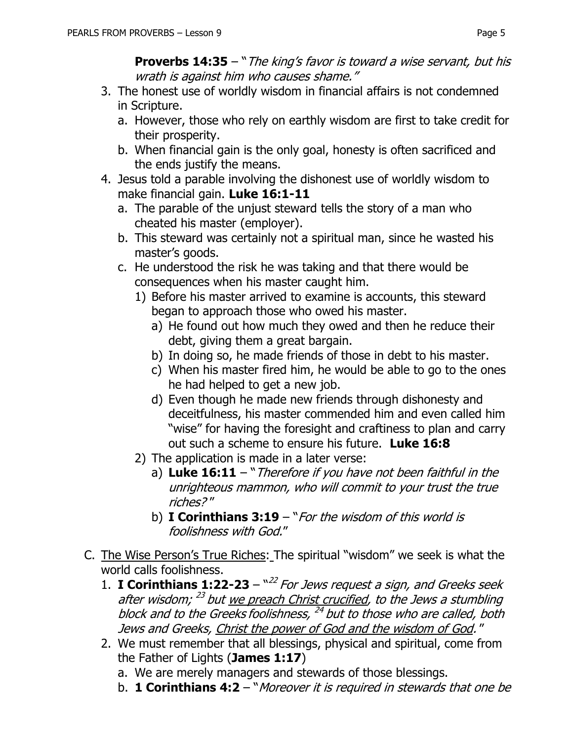**Proverbs 14:35** – "*The king's favor is toward a wise servant, but his wrath is against him who causes shame.*"

3. The honest use of worldly wisdom in financial affairs is not condemned in Scripture.
   a. However, those who rely on earthly wisdom are first to take credit for their prosperity.
   b. When financial gain is the only goal, honesty is often sacrificed and the ends justify the means.
4. Jesus told a parable involving the dishonest use of worldly wisdom to make financial gain. **Luke 16:1-11**
   a. The parable of the unjust steward tells the story of a man who cheated his master (employer).
   b. This steward was certainly not a spiritual man, since he wasted his master's goods.
   c. He understood the risk he was taking and that there would be consequences when his master caught him.
      1) Before his master arrived to examine is accounts, this steward began to approach those who owed his master.
         a) He found out how much they owed and then he reduce their debt, giving them a great bargain.
         b) In doing so, he made friends of those in debt to his master.
         c) When his master fired him, he would be able to go to the ones he had helped to get a new job.
         d) Even though he made new friends through dishonesty and deceitfulness, his master commended him and even called him "wise" for having the foresight and craftiness to plan and carry out such a scheme to ensure his future. **Luke 16:8**
      2) The application is made in a later verse:
         a) **Luke 16:11** – "*Therefore if you have not been faithful in the unrighteous mammon, who will commit to your trust the true riches?*"
         b) **I Corinthians 3:19** – "*For the wisdom of this world is foolishness with God.*"

C. <u>The Wise Person's True Riches</u>: The spiritual "wisdom" we seek is what the world calls foolishness.

1. **I Corinthians 1:22-23** – "[22] *For Jews request a sign, and Greeks seek after wisdom;* [23] *but <u>we preach Christ crucified</u>, to the Jews a stumbling block and to the Greeks foolishness,* [24] *but to those who are called, both Jews and Greeks, <u>Christ the power of God and the wisdom of God</u>.*"
2. We must remember that all blessings, physical and spiritual, come from the Father of Lights (**James 1:17**)
   a. We are merely managers and stewards of those blessings.
   b. **1 Corinthians 4:2** – "*Moreover it is required in stewards that one be*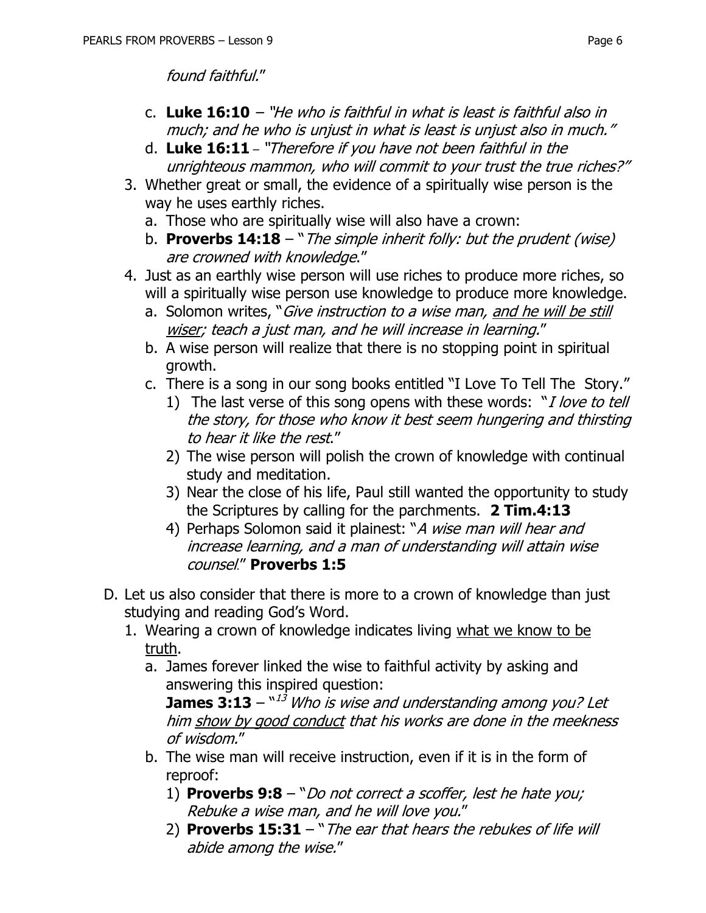*found faithful.*"

   c. **Luke 16:10** – *"He who is faithful in what is least is faithful also in much; and he who is unjust in what is least is unjust also in much."*
   d. **Luke 16:11** – *"Therefore if you have not been faithful in the unrighteous mammon, who will commit to your trust the true riches?"*

3. Whether great or small, the evidence of a spiritually wise person is the way he uses earthly riches.
   a. Those who are spiritually wise will also have a crown:
   b. **Proverbs 14:18** – "*The simple inherit folly: but the prudent (wise) are crowned with knowledge*."

4. Just as an earthly wise person will use riches to produce more riches, so will a spiritually wise person use knowledge to produce more knowledge.
   a. Solomon writes, "*Give instruction to a wise man, <u>and he will be still wiser</u>; teach a just man, and he will increase in learning.*"
   b. A wise person will realize that there is no stopping point in spiritual growth.
   c. There is a song in our song books entitled "I Love To Tell The Story."
      1) The last verse of this song opens with these words: "*I love to tell the story, for those who know it best seem hungering and thirsting to hear it like the rest*."
      2) The wise person will polish the crown of knowledge with continual study and meditation.
      3) Near the close of his life, Paul still wanted the opportunity to study the Scriptures by calling for the parchments. **2 Tim.4:13**
      4) Perhaps Solomon said it plainest: "*A wise man will hear and increase learning, and a man of understanding will attain wise counsel*." **Proverbs 1:5**

D. Let us also consider that there is more to a crown of knowledge than just studying and reading God's Word.

1. Wearing a crown of knowledge indicates living <u>what we know to be truth</u>.
   a. James forever linked the wise to faithful activity by asking and answering this inspired question:
      **James 3:13** – "[13] *Who is wise and understanding among you? Let him <u>show by good conduct</u> that his works are done in the meekness of wisdom.*"
   b. The wise man will receive instruction, even if it is in the form of reproof:
      1) **Proverbs 9:8** – "*Do not correct a scoffer, lest he hate you; Rebuke a wise man, and he will love you.*"
      2) **Proverbs 15:31** – "*The ear that hears the rebukes of life will abide among the wise.*"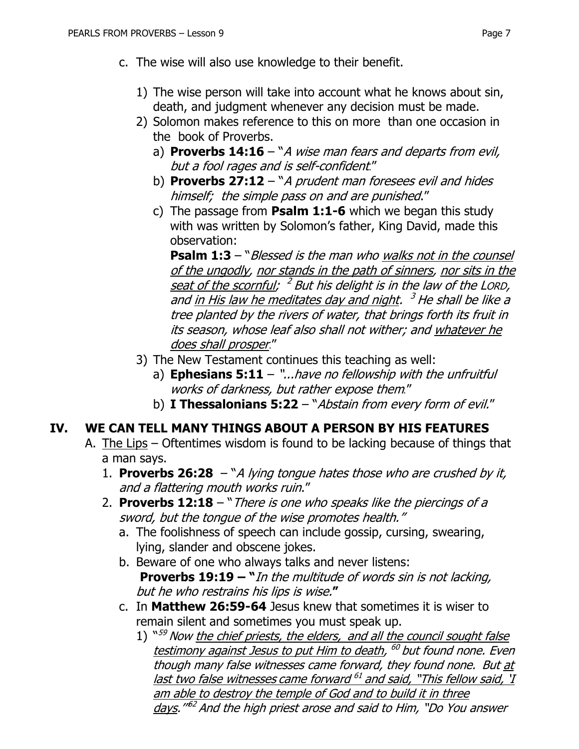c. The wise will also use knowledge to their benefit.

   1) The wise person will take into account what he knows about sin, death, and judgment whenever any decision must be made.
   2) Solomon makes reference to this on more than one occasion in the book of Proverbs.
      a) **Proverbs 14:16** – "*A wise man fears and departs from evil, but a fool rages and is self-confident*."
      b) **Proverbs 27:12** – "*A prudent man foresees evil and hides himself; the simple pass on and are punished*."
      c) The passage from **Psalm 1:1-6** which we began this study with was written by Solomon's father, King David, made this observation:
      **Psalm 1:3** – "*Blessed is the man who <u>walks not in the counsel of the ungodly</u>, <u>nor stands in the path of sinners</u>, <u>nor sits in the seat of the scornful</u>; [2] But his delight is in the law of the LORD, and <u>in His law he meditates day and night</u>. [3] He shall be like a tree planted by the rivers of water, that brings forth its fruit in its season, whose leaf also shall not wither; and <u>whatever he does shall prosper</u>*."
   3) The New Testament continues this teaching as well:
      a) **Ephesians 5:11** – "*...have no fellowship with the unfruitful works of darkness, but rather expose them*."
      b) **I Thessalonians 5:22** – "*Abstain from every form of evil*."

## IV. WE CAN TELL MANY THINGS ABOUT A PERSON BY HIS FEATURES

A. <u>The Lips</u> – Oftentimes wisdom is found to be lacking because of things that a man says.

1. **Proverbs 26:28** – "*A lying tongue hates those who are crushed by it, and a flattering mouth works ruin*."
2. **Proverbs 12:18** – "*There is one who speaks like the piercings of a sword, but the tongue of the wise promotes health.*"
   a. The foolishness of speech can include gossip, cursing, swearing, lying, slander and obscene jokes.
   b. Beware of one who always talks and never listens:
   **Proverbs 19:19 – "***In the multitude of words sin is not lacking, but he who restrains his lips is wise.***"**
   c. In **Matthew 26:59-64** Jesus knew that sometimes it is wiser to remain silent and sometimes you must speak up.
      1) "[59] *Now <u>the chief priests, the elders, and all the council sought false testimony against Jesus to put Him to death</u>, [60] but found none. Even though many false witnesses came forward, they found none. But <u>at last two false witnesses came forward [61] and said, "This fellow said, 'I am able to destroy the temple of God and to build it in three days</u>.'" [62] And the high priest arose and said to Him, "Do You answer*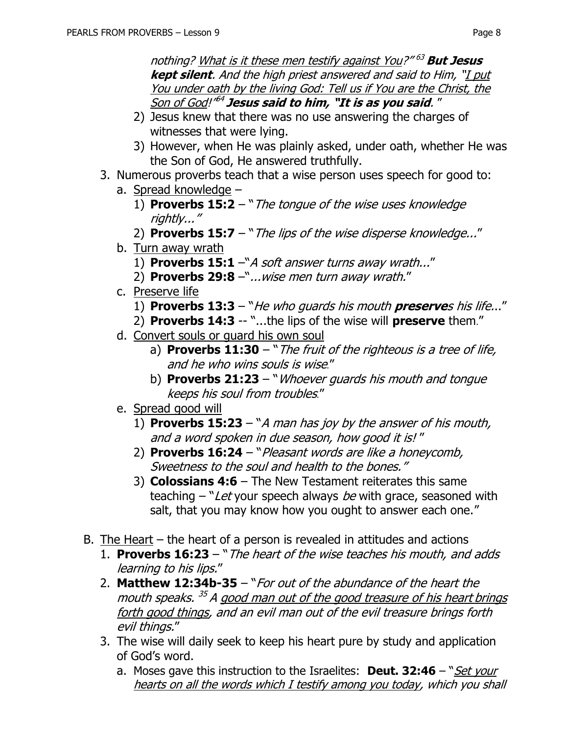*nothing? <u>What is it these men testify against You</u>?"* [63] ***But Jesus kept silent**. And the high priest answered and said to Him, "<u>I put You under oath by the living God: Tell us if You are the Christ, the Son of God</u>!"* [64] ***Jesus said to him, "It is as you said**."*

2) Jesus knew that there was no use answering the charges of witnesses that were lying.
3) However, when He was plainly asked, under oath, whether He was the Son of God, He answered truthfully.

3. Numerous proverbs teach that a wise person uses speech for good to:
   a. <u>Spread knowledge</u> –
      1) **Proverbs 15:2** – "*The tongue of the wise uses knowledge rightly...*"
      2) **Proverbs 15:7** – "*The lips of the wise disperse knowledge...*"
   b. <u>Turn away wrath</u>
      1) **Proverbs 15:1** –"*A soft answer turns away wrath...*"
      2) **Proverbs 29:8** –"*...wise men turn away wrath.*"
   c. <u>Preserve life</u>
      1) **Proverbs 13:3** – "*He who guards his mouth **preserve**s his life...*"
      2) **Proverbs 14:3** -- "...the lips of the wise will **preserve** them."
   d. <u>Convert souls or guard his own soul</u>
      a) **Proverbs 11:30** – "*The fruit of the righteous is a tree of life, and he who wins souls is wise*."
      b) **Proverbs 21:23** – "*Whoever guards his mouth and tongue keeps his soul from troubles*."
   e. <u>Spread good will</u>
      1) **Proverbs 15:23** – "*A man has joy by the answer of his mouth, and a word spoken in due season, how good it is!*"
      2) **Proverbs 16:24** – "*Pleasant words are like a honeycomb, Sweetness to the soul and health to the bones.*"
      3) **Colossians 4:6** – The New Testament reiterates this same teaching – "*Let* your speech always *be* with grace, seasoned with salt, that you may know how you ought to answer each one."

B. <u>The Heart</u> – the heart of a person is revealed in attitudes and actions
   1. **Proverbs 16:23** – "*The heart of the wise teaches his mouth, and adds learning to his lips.*"
   2. **Matthew 12:34b-35** – "*For out of the abundance of the heart the mouth speaks.* [35] *A <u>good man out of the good treasure of his heart brings forth good things</u>, and an evil man out of the evil treasure brings forth evil things.*"
   3. The wise will daily seek to keep his heart pure by study and application of God's word.
      a. Moses gave this instruction to the Israelites: **Deut. 32:46** – "*<u>Set your hearts on all the words which I testify among you today</u>, which you shall*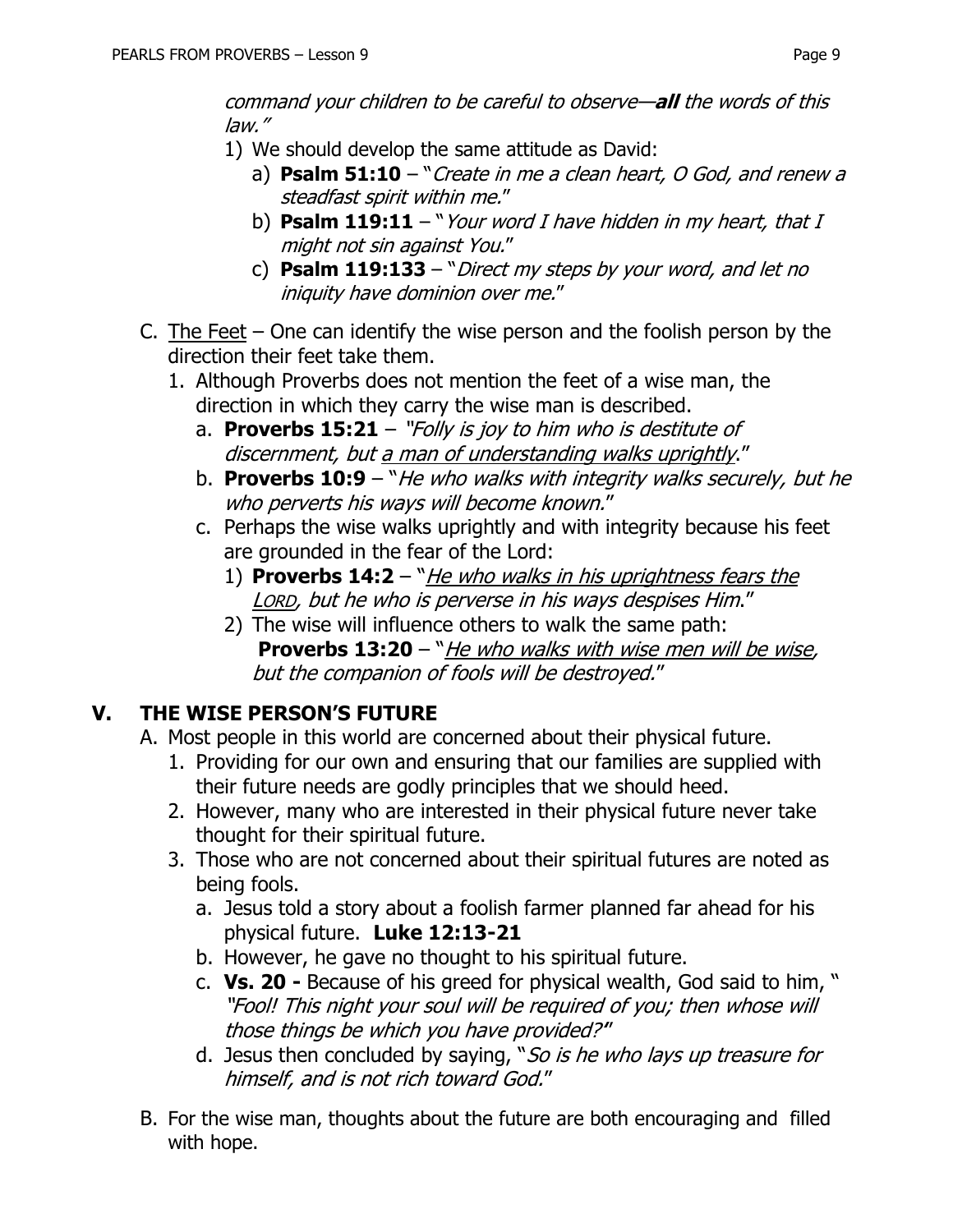*command your children to be careful to observe—**all** the words of this law."*

1) We should develop the same attitude as David:
   a) **Psalm 51:10** – "*Create in me a clean heart, O God, and renew a steadfast spirit within me.*"
   b) **Psalm 119:11** – "*Your word I have hidden in my heart, that I might not sin against You.*"
   c) **Psalm 119:133** – "*Direct my steps by your word, and let no iniquity have dominion over me.*"

C. <u>The Feet</u> – One can identify the wise person and the foolish person by the direction their feet take them.

1. Although Proverbs does not mention the feet of a wise man, the direction in which they carry the wise man is described.
   a. **Proverbs 15:21** – *"Folly is joy to him who is destitute of discernment, but <u>a man of understanding walks uprightly</u>."*
   b. **Proverbs 10:9** – "*He who walks with integrity walks securely, but he who perverts his ways will become known.*"
   c. Perhaps the wise walks uprightly and with integrity because his feet are grounded in the fear of the Lord:
      1) **Proverbs 14:2** – "*<u>He who walks in his uprightness fears the LORD</u>, but he who is perverse in his ways despises Him.*"
      2) The wise will influence others to walk the same path: **Proverbs 13:20** – "*<u>He who walks with wise men will be wise</u>, but the companion of fools will be destroyed.*"

## V. THE WISE PERSON'S FUTURE

A. Most people in this world are concerned about their physical future.

1. Providing for our own and ensuring that our families are supplied with their future needs are godly principles that we should heed.
2. However, many who are interested in their physical future never take thought for their spiritual future.
3. Those who are not concerned about their spiritual futures are noted as being fools.
   a. Jesus told a story about a foolish farmer planned far ahead for his physical future. **Luke 12:13-21**
   b. However, he gave no thought to his spiritual future.
   c. **Vs. 20 -** Because of his greed for physical wealth, God said to him, " *"Fool! This night your soul will be required of you; then whose will those things be which you have provided?"*"
   d. Jesus then concluded by saying, "*So is he who lays up treasure for himself, and is not rich toward God.*"

B. For the wise man, thoughts about the future are both encouraging and filled with hope.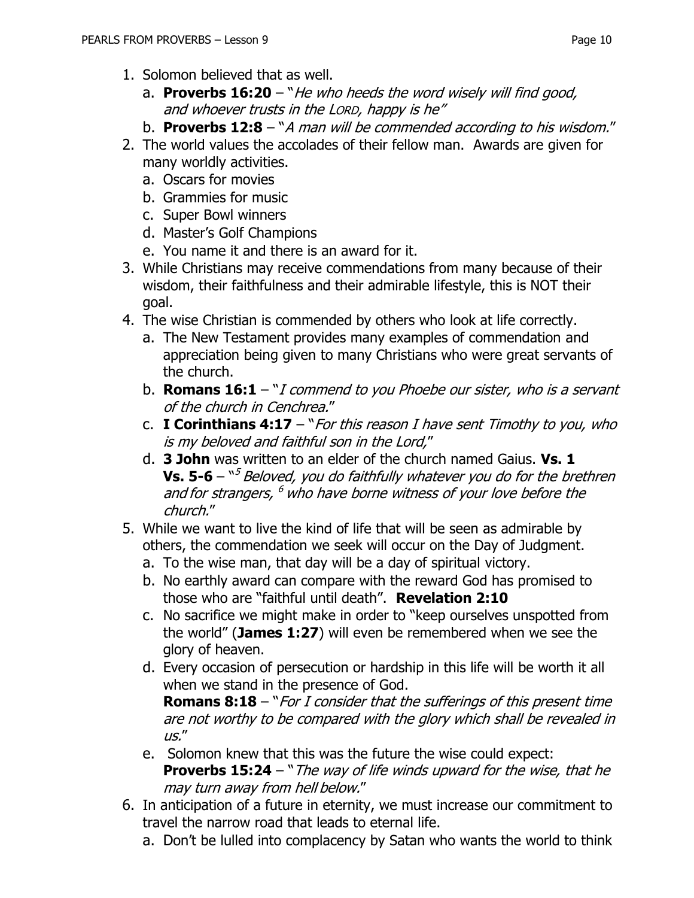1. Solomon believed that as well.
   a. **Proverbs 16:20** – "*He who heeds the word wisely will find good, and whoever trusts in the LORD, happy is he"*
   b. **Proverbs 12:8** – "*A man will be commended according to his wisdom.*"
2. The world values the accolades of their fellow man. Awards are given for many worldly activities.
   a. Oscars for movies
   b. Grammies for music
   c. Super Bowl winners
   d. Master's Golf Champions
   e. You name it and there is an award for it.
3. While Christians may receive commendations from many because of their wisdom, their faithfulness and their admirable lifestyle, this is NOT their goal.
4. The wise Christian is commended by others who look at life correctly.
   a. The New Testament provides many examples of commendation and appreciation being given to many Christians who were great servants of the church.
   b. **Romans 16:1** – "*I commend to you Phoebe our sister, who is a servant of the church in Cenchrea.*"
   c. **I Corinthians 4:17** – "*For this reason I have sent Timothy to you, who is my beloved and faithful son in the Lord,*"
   d. **3 John** was written to an elder of the church named Gaius. **Vs. 1**
      **Vs. 5-6** – "[5] *Beloved, you do faithfully whatever you do for the brethren and for strangers,* [6] *who have borne witness of your love before the church.*"
5. While we want to live the kind of life that will be seen as admirable by others, the commendation we seek will occur on the Day of Judgment.
   a. To the wise man, that day will be a day of spiritual victory.
   b. No earthly award can compare with the reward God has promised to those who are "faithful until death". **Revelation 2:10**
   c. No sacrifice we might make in order to "keep ourselves unspotted from the world" (**James 1:27**) will even be remembered when we see the glory of heaven.
   d. Every occasion of persecution or hardship in this life will be worth it all when we stand in the presence of God.
      **Romans 8:18** – "*For I consider that the sufferings of this present time are not worthy to be compared with the glory which shall be revealed in us.*"
   e. Solomon knew that this was the future the wise could expect:
      **Proverbs 15:24** – "*The way of life winds upward for the wise, that he may turn away from hell below.*"
6. In anticipation of a future in eternity, we must increase our commitment to travel the narrow road that leads to eternal life.
   a. Don't be lulled into complacency by Satan who wants the world to think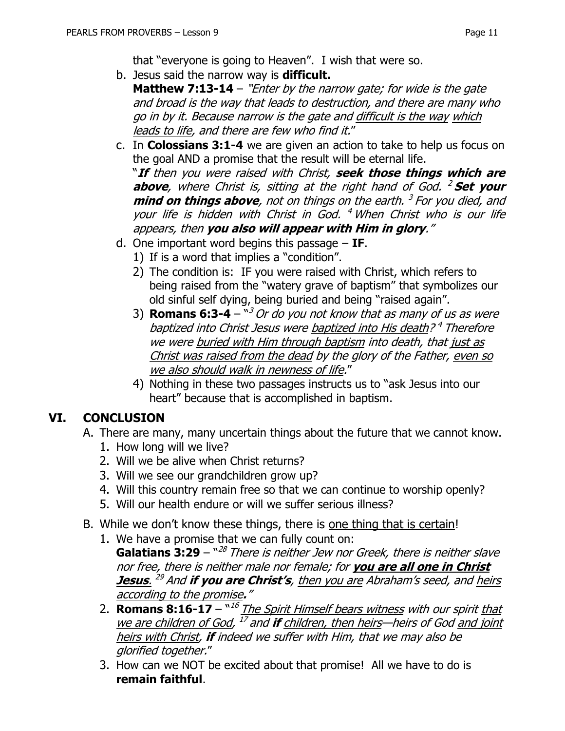that "everyone is going to Heaven". I wish that were so.

b. Jesus said the narrow way is **difficult.**
**Matthew 7:13-14** – *"Enter by the narrow gate; for wide is the gate and broad is the way that leads to destruction, and there are many who go in by it. Because narrow is the gate and difficult is the way which leads to life, and there are few who find it."*

c. In **Colossians 3:1-4** we are given an action to take to help us focus on the goal AND a promise that the result will be eternal life.
"***If*** *then you were raised with Christ,* ***seek those things which are above****, where Christ is, sitting at the right hand of God.* [2] ***Set your mind on things above****, not on things on the earth.* [3] *For you died, and your life is hidden with Christ in God.* [4] *When Christ who is our life appears, then* ***you also will appear with Him in glory****."*

d. One important word begins this passage – **IF**.
   1) If is a word that implies a "condition".
   2) The condition is: IF you were raised with Christ, which refers to being raised from the "watery grave of baptism" that symbolizes our old sinful self dying, being buried and being "raised again".
   3) **Romans 6:3-4** – "[3] *Or do you not know that as many of us as were baptized into Christ Jesus were baptized into His death?* [4] *Therefore we were buried with Him through baptism into death, that just as Christ was raised from the dead by the glory of the Father, even so we also should walk in newness of life.*"
   4) Nothing in these two passages instructs us to "ask Jesus into our heart" because that is accomplished in baptism.

## VI. CONCLUSION

A. There are many, many uncertain things about the future that we cannot know.
   1. How long will we live?
   2. Will we be alive when Christ returns?
   3. Will we see our grandchildren grow up?
   4. Will this country remain free so that we can continue to worship openly?
   5. Will our health endure or will we suffer serious illness?

B. While we don't know these things, there is one thing that is certain!
   1. We have a promise that we can fully count on:
   **Galatians 3:29** – "[28] *There is neither Jew nor Greek, there is neither slave nor free, there is neither male nor female; for* ***you are all one in Christ Jesus****.* [29] *And* ***if you are Christ's****, then you are Abraham's seed, and heirs according to the promise****.****"*
   2. **Romans 8:16-17** – "[16] *The Spirit Himself bears witness with our spirit that we are children of God,* [17] *and* ***if*** *children, then heirs—heirs of God and joint heirs with Christ,* ***if*** *indeed we suffer with Him, that we may also be glorified together.*"
   3. How can we NOT be excited about that promise! All we have to do is **remain faithful**.